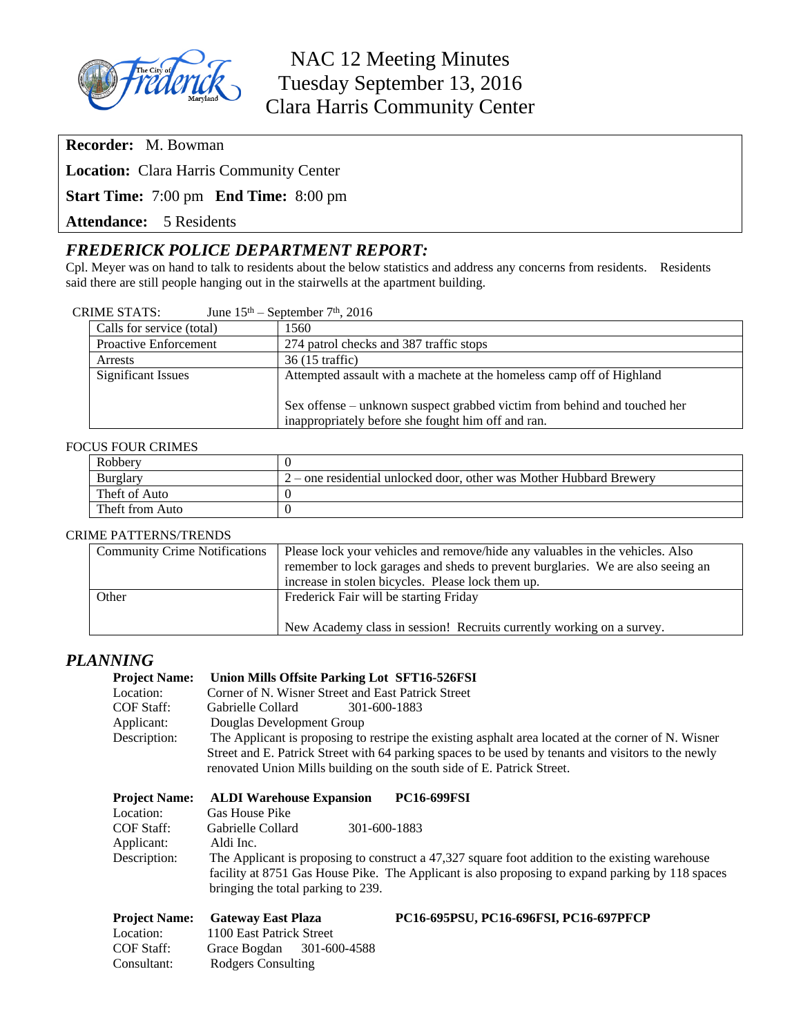# NAC 12 Meeting Minutes
## Tuesday September 13, 2016
## Clara Harris Community Center

**Recorder:** M. Bowman

**Location:** Clara Harris Community Center

**Start Time:** 7:00 pm **End Time:** 8:00 pm

**Attendance:** 5 Residents

## *FREDERICK POLICE DEPARTMENT REPORT:*

Cpl. Meyer was on hand to talk to residents about the below statistics and address any concerns from residents. Residents said there are still people hanging out in the stairwells at the apartment building.

CRIME STATS: June 15th – September 7th, 2016

| | |
|---|---|
| Calls for service (total) | 1560 |
| Proactive Enforcement | 274 patrol checks and 387 traffic stops |
| Arrests | 36 (15 traffic) |
| Significant Issues | Attempted assault with a machete at the homeless camp off of Highland<br><br>Sex offense – unknown suspect grabbed victim from behind and touched her inappropriately before she fought him off and ran. |

FOCUS FOUR CRIMES

| | |
|---|---|
| Robbery | 0 |
| Burglary | 2 – one residential unlocked door, other was Mother Hubbard Brewery |
| Theft of Auto | 0 |
| Theft from Auto | 0 |

CRIME PATTERNS/TRENDS

| | |
|---|---|
| Community Crime Notifications | Please lock your vehicles and remove/hide any valuables in the vehicles. Also remember to lock garages and sheds to prevent burglaries. We are also seeing an increase in stolen bicycles. Please lock them up. |
| Other | Frederick Fair will be starting Friday<br><br>New Academy class in session! Recruits currently working on a survey. |

## *PLANNING*

**Project Name:** **Union Mills Offsite Parking Lot SFT16-526FSI**
Location: Corner of N. Wisner Street and East Patrick Street
COF Staff: Gabrielle Collard 301-600-1883
Applicant: Douglas Development Group
Description: The Applicant is proposing to restripe the existing asphalt area located at the corner of N. Wisner Street and E. Patrick Street with 64 parking spaces to be used by tenants and visitors to the newly renovated Union Mills building on the south side of E. Patrick Street.

**Project Name:** **ALDI Warehouse Expansion PC16-699FSI**
Location: Gas House Pike
COF Staff: Gabrielle Collard 301-600-1883
Applicant: Aldi Inc.
Description: The Applicant is proposing to construct a 47,327 square foot addition to the existing warehouse facility at 8751 Gas House Pike. The Applicant is also proposing to expand parking by 118 spaces bringing the total parking to 239.

**Project Name:** **Gateway East Plaza PC16-695PSU, PC16-696FSI, PC16-697PFCP**
Location: 1100 East Patrick Street
COF Staff: Grace Bogdan 301-600-4588
Consultant: Rodgers Consulting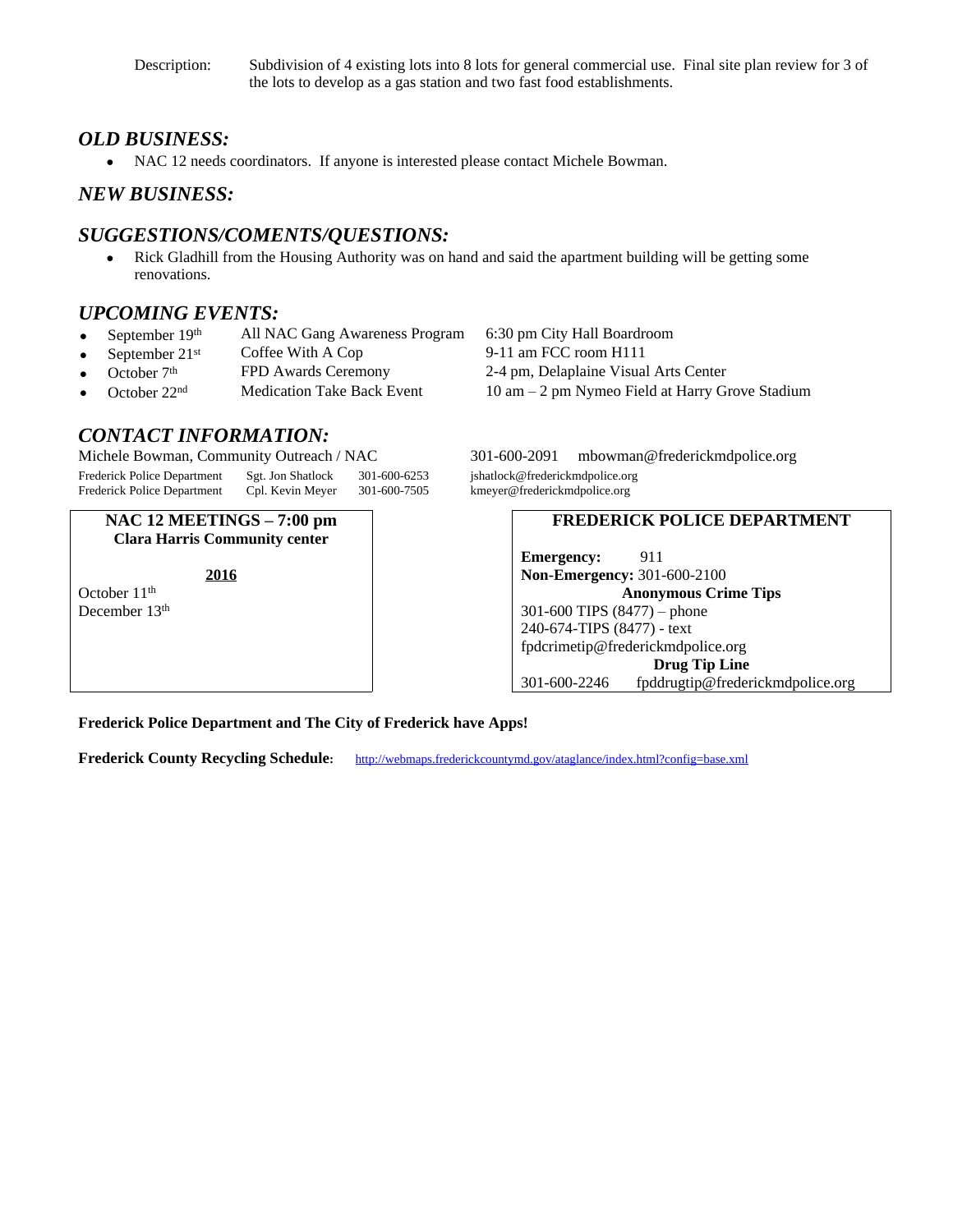Description: Subdivision of 4 existing lots into 8 lots for general commercial use. Final site plan review for 3 of the lots to develop as a gas station and two fast food establishments.

## *OLD BUSINESS:*

- NAC 12 needs coordinators. If anyone is interested please contact Michele Bowman.

## *NEW BUSINESS:*

## *SUGGESTIONS/COMENTS/QUESTIONS:*

- Rick Gladhill from the Housing Authority was on hand and said the apartment building will be getting some renovations.

## *UPCOMING EVENTS:*

| | | |
|---|---|---|
| September 19th | All NAC Gang Awareness Program | 6:30 pm City Hall Boardroom |
| September 21st | Coffee With A Cop | 9-11 am FCC room H111 |
| October 7th | FPD Awards Ceremony | 2-4 pm, Delaplaine Visual Arts Center |
| October 22nd | Medication Take Back Event | 10 am – 2 pm Nymeo Field at Harry Grove Stadium |

## *CONTACT INFORMATION:*

Michele Bowman, Community Outreach / NAC 301-600-2091 mbowman@frederickmdpolice.org

| | | | |
|---|---|---|---|
| Frederick Police Department | Sgt. Jon Shatlock | 301-600-6253 | jshatlock@frederickmdpolice.org |
| Frederick Police Department | Cpl. Kevin Meyer | 301-600-7505 | kmeyer@frederickmdpolice.org |

**NAC 12 MEETINGS – 7:00 pm**
**Clara Harris Community center**

**2016**

October 11th
December 13th

**FREDERICK POLICE DEPARTMENT**

**Emergency:** 911
**Non-Emergency:** 301-600-2100

**Anonymous Crime Tips**
301-600 TIPS (8477) – phone
240-674-TIPS (8477) - text
fpdcrimetip@frederickmdpolice.org

**Drug Tip Line**
301-600-2246 fpddrugtip@frederickmdpolice.org

**Frederick Police Department and The City of Frederick have Apps!**

**Frederick County Recycling Schedule:** http://webmaps.frederickcountymd.gov/ataglance/index.html?config=base.xml